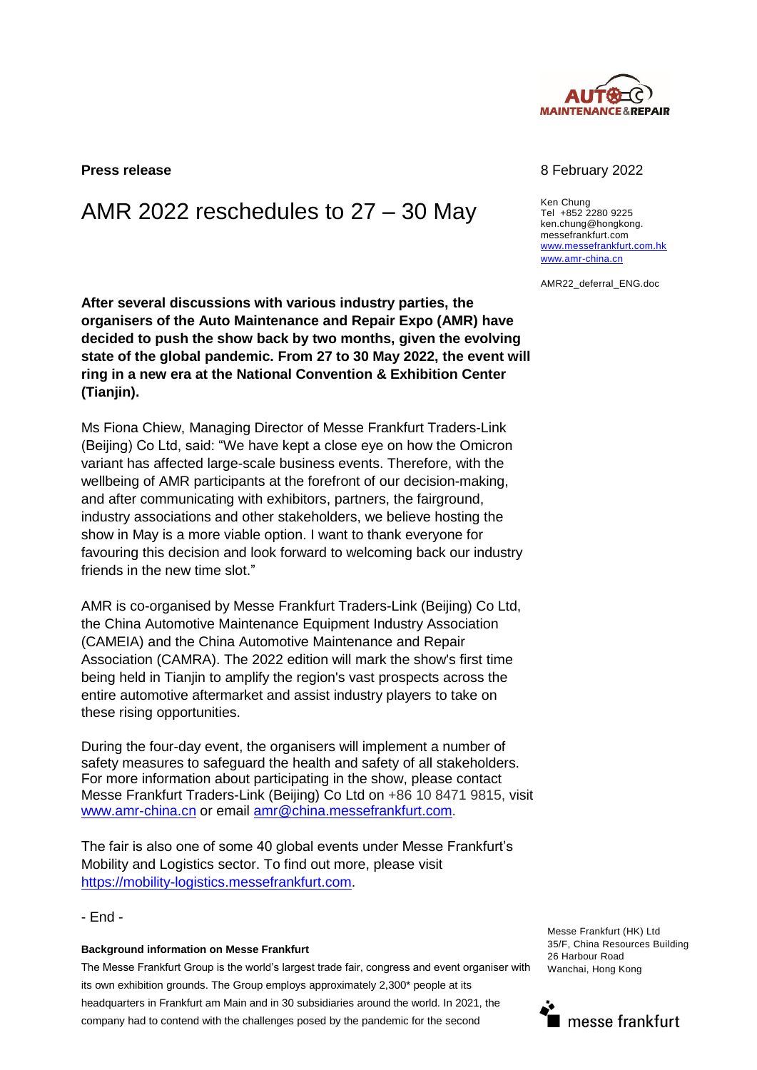**Press release**

8 February 2022

# AMR 2022 reschedules to 27 – 30 May

Ken Chung
Tel +852 2280 9225
ken.chung@hongkong.
messefrankfurt.com
www.messefrankfurt.com.hk
www.amr-china.cn

AMR22_deferral_ENG.doc

**After several discussions with various industry parties, the organisers of the Auto Maintenance and Repair Expo (AMR) have decided to push the show back by two months, given the evolving state of the global pandemic. From 27 to 30 May 2022, the event will ring in a new era at the National Convention & Exhibition Center (Tianjin).**

Ms Fiona Chiew, Managing Director of Messe Frankfurt Traders-Link (Beijing) Co Ltd, said: "We have kept a close eye on how the Omicron variant has affected large-scale business events. Therefore, with the wellbeing of AMR participants at the forefront of our decision-making, and after communicating with exhibitors, partners, the fairground, industry associations and other stakeholders, we believe hosting the show in May is a more viable option. I want to thank everyone for favouring this decision and look forward to welcoming back our industry friends in the new time slot."

AMR is co-organised by Messe Frankfurt Traders-Link (Beijing) Co Ltd, the China Automotive Maintenance Equipment Industry Association (CAMEIA) and the China Automotive Maintenance and Repair Association (CAMRA). The 2022 edition will mark the show's first time being held in Tianjin to amplify the region's vast prospects across the entire automotive aftermarket and assist industry players to take on these rising opportunities.

During the four-day event, the organisers will implement a number of safety measures to safeguard the health and safety of all stakeholders. For more information about participating in the show, please contact Messe Frankfurt Traders-Link (Beijing) Co Ltd on +86 10 8471 9815, visit www.amr-china.cn or email amr@china.messefrankfurt.com.

The fair is also one of some 40 global events under Messe Frankfurt's Mobility and Logistics sector. To find out more, please visit https://mobility-logistics.messefrankfurt.com.

- End -

**Background information on Messe Frankfurt**

The Messe Frankfurt Group is the world's largest trade fair, congress and event organiser with its own exhibition grounds. The Group employs approximately 2,300* people at its headquarters in Frankfurt am Main and in 30 subsidiaries around the world. In 2021, the company had to contend with the challenges posed by the pandemic for the second

Messe Frankfurt (HK) Ltd
35/F, China Resources Building
26 Harbour Road
Wanchai, Hong Kong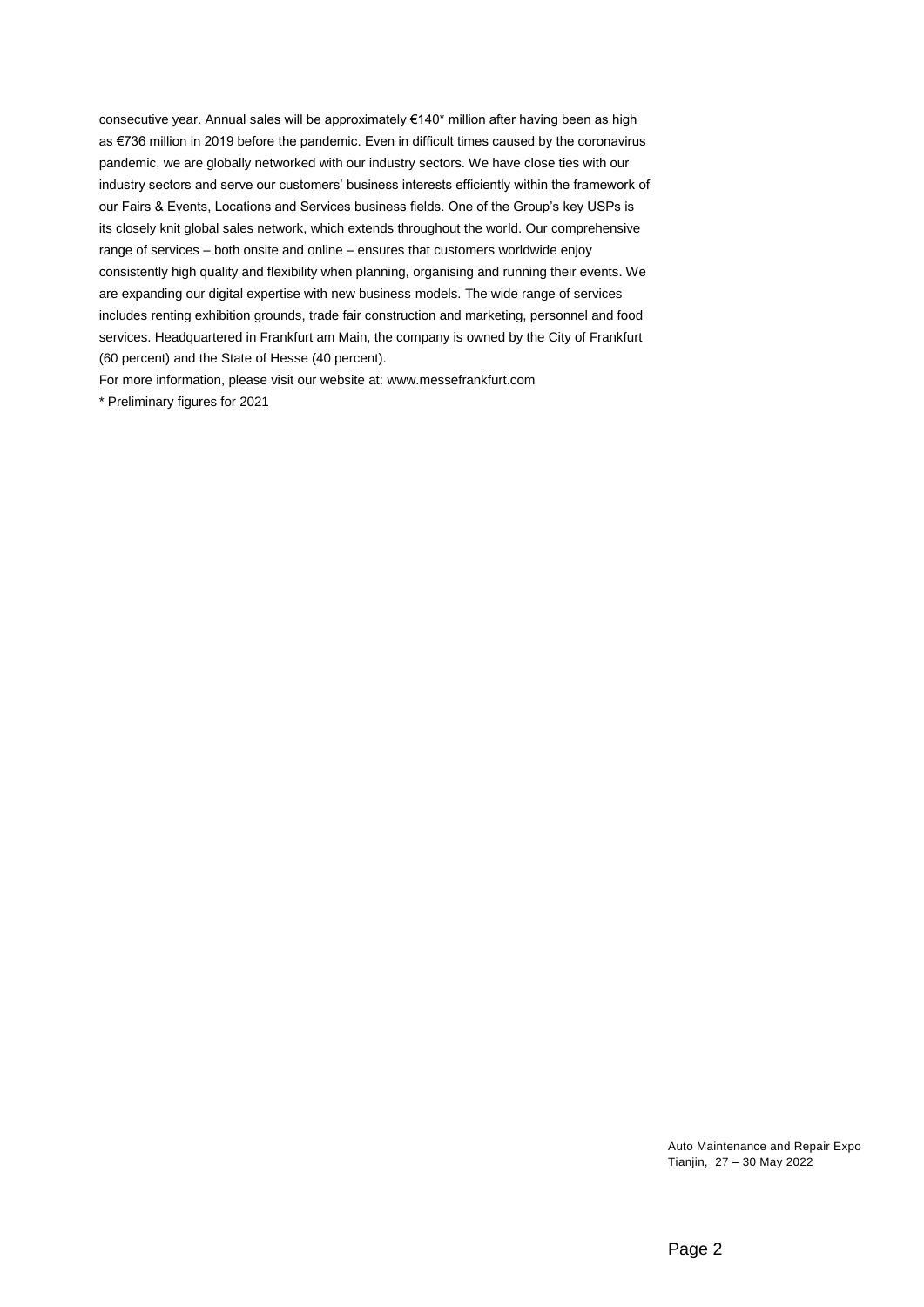consecutive year. Annual sales will be approximately €140* million after having been as high as €736 million in 2019 before the pandemic. Even in difficult times caused by the coronavirus pandemic, we are globally networked with our industry sectors. We have close ties with our industry sectors and serve our customers' business interests efficiently within the framework of our Fairs & Events, Locations and Services business fields. One of the Group's key USPs is its closely knit global sales network, which extends throughout the world. Our comprehensive range of services – both onsite and online – ensures that customers worldwide enjoy consistently high quality and flexibility when planning, organising and running their events. We are expanding our digital expertise with new business models. The wide range of services includes renting exhibition grounds, trade fair construction and marketing, personnel and food services. Headquartered in Frankfurt am Main, the company is owned by the City of Frankfurt (60 percent) and the State of Hesse (40 percent).

For more information, please visit our website at: www.messefrankfurt.com

* Preliminary figures for 2021